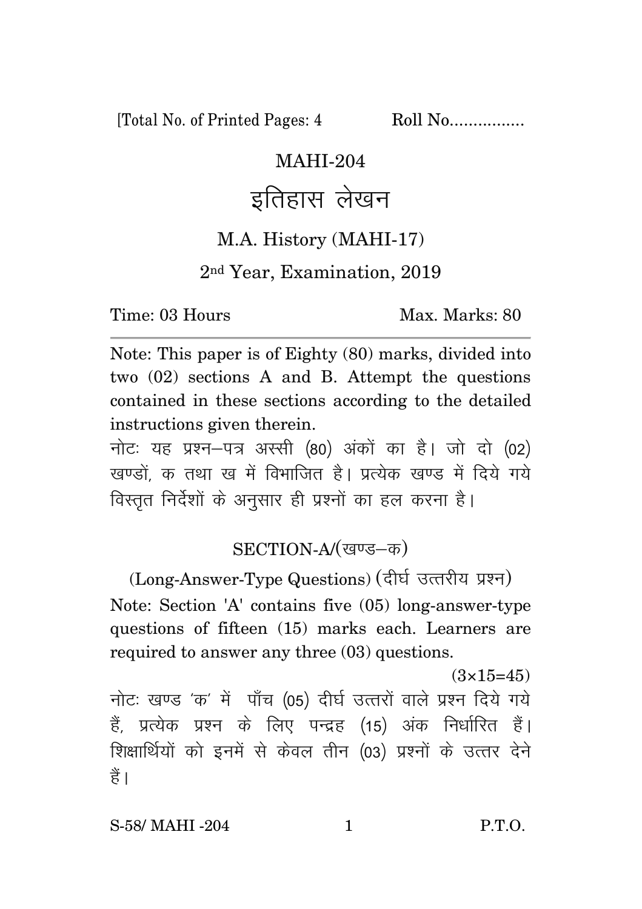[Total No. of Printed Pages: 4 Roll No................

# MAHI-204

# इतिहास लेखन

## M.A. History (MAHI-17)

### 2nd Year, Examination, 2019

Time: 03 Hours Max. Marks: 80

---

Note: This paper is of Eighty (80) marks, divided into two (02) sections A and B. Attempt the questions contained in these sections according to the detailed instructions given therein.

नोटः यह प्रश्न–पत्र अस्सी (80) अंकों का है। जो दो (02) खण्डों, क तथा ख में विभाजित है। प्रत्येक खण्ड में दिये गये विस्तृत निर्देशों के अनुसार ही प्रश्नों का हल करना है।

## SECTION-A/(खण्ड–क)

(Long-Answer-Type Questions) (दीर्घ उत्तरीय प्रश्न)

Note: Section 'A' contains five (05) long-answer-type questions of fifteen (15) marks each. Learners are required to answer any three (03) questions.

(3×15=45)

नोटः खण्ड 'क' में पाँच (05) दीर्घ उत्तरों वाले प्रश्न दिये गये हैं, प्रत्येक प्रश्न के लिए पन्द्रह (15) अंक निर्धारित हैं। शिक्षार्थियों को इनमें से केवल तीन (03) प्रश्नों के उत्तर देने हैं।

S-58/ MAHI -204 P.T.O.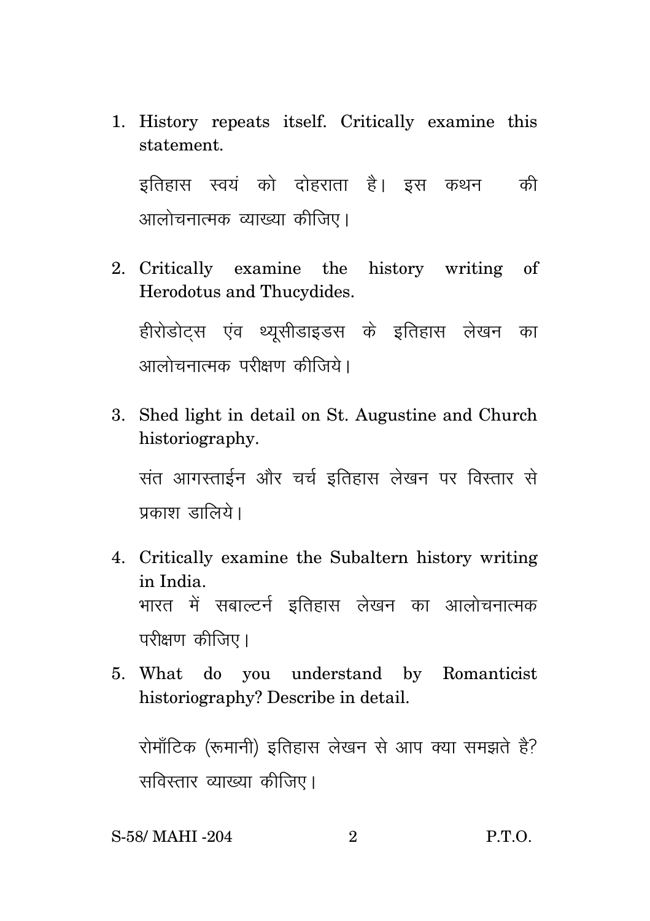1. History repeats itself. Critically examine this statement.

   इतिहास स्वयं को दोहराता है। इस कथन की आलोचनात्मक व्याख्या कीजिए।

2. Critically examine the history writing of Herodotus and Thucydides.

   हीरोडोट्स एंव थ्यूसीडाइडस के इतिहास लेखन का आलोचनात्मक परीक्षण कीजिये।

3. Shed light in detail on St. Augustine and Church historiography.

   संत आगस्ताईन और चर्च इतिहास लेखन पर विस्तार से प्रकाश डालिये।

4. Critically examine the Subaltern history writing in India.

   भारत में सबाल्टर्न इतिहास लेखन का आलोचनात्मक परीक्षण कीजिए।

5. What do you understand by Romanticist historiography? Describe in detail.

   रोमाँटिक (रूमानी) इतिहास लेखन से आप क्या समझते है? सविस्तार व्याख्या कीजिए।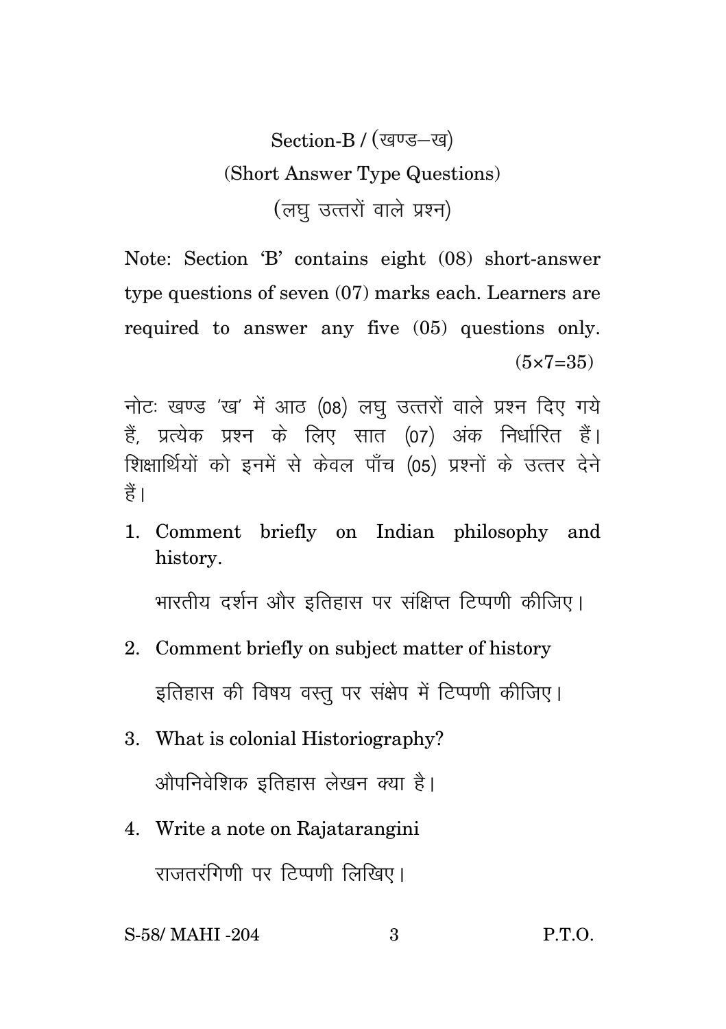## Section-B / (खण्ड–ख)

### (Short Answer Type Questions)

### (लघु उत्तरों वाले प्रश्न)

Note: Section 'B' contains eight (08) short-answer type questions of seven (07) marks each. Learners are required to answer any five (05) questions only. (5×7=35)

नोटः खण्ड 'ख' में आठ (08) लघु उत्तरों वाले प्रश्न दिए गये हैं, प्रत्येक प्रश्न के लिए सात (07) अंक निर्धारित हैं। शिक्षार्थियों को इनमें से केवल पाँच (05) प्रश्नों के उत्तर देने हैं।

1. Comment briefly on Indian philosophy and history.

   भारतीय दर्शन और इतिहास पर संक्षिप्त टिप्पणी कीजिए।

2. Comment briefly on subject matter of history

   इतिहास की विषय वस्तु पर संक्षेप में टिप्पणी कीजिए।

3. What is colonial Historiography?

   औपनिवेशिक इतिहास लेखन क्या है।

4. Write a note on Rajatarangini

   राजतरंगिणी पर टिप्पणी लिखिए।

S-58/ MAHI -204 P.T.O.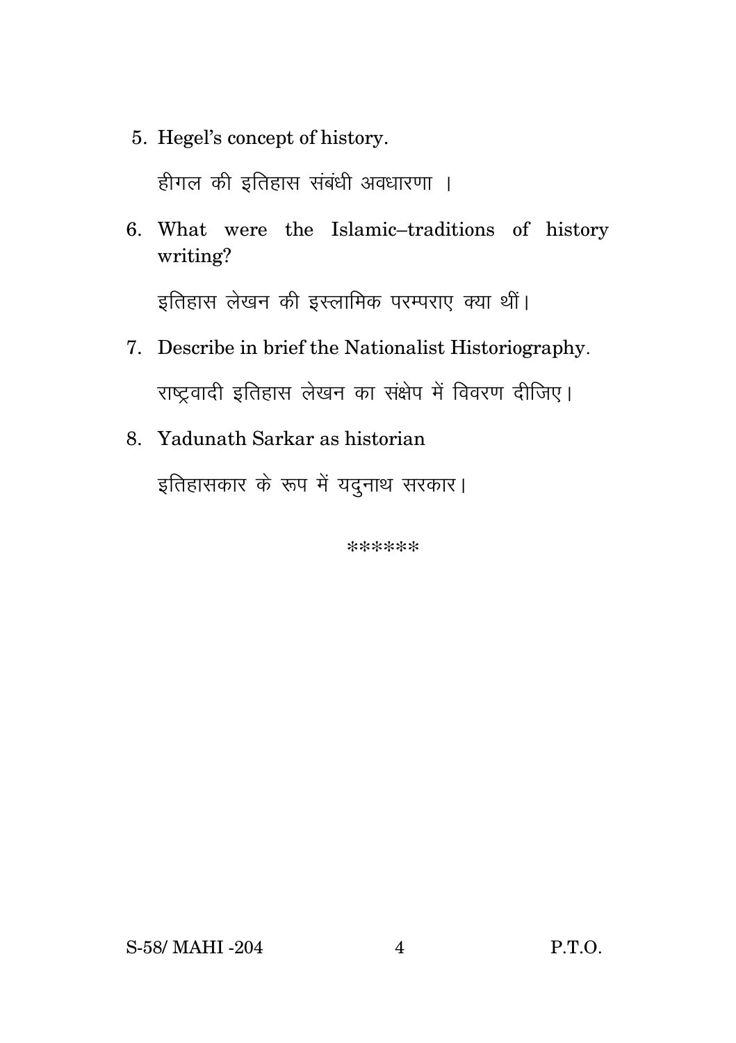5. Hegel's concept of history.

   हीगल की इतिहास संबंधी अवधारणा ।

6. What were the Islamic–traditions of history writing?

   इतिहास लेखन की इस्लामिक परम्पराए क्या थीं।

7. Describe in brief the Nationalist Historiography.

   राष्ट्रवादी इतिहास लेखन का संक्षेप में विवरण दीजिए।

8. Yadunath Sarkar as historian

   इतिहासकार के रूप में यदुनाथ सरकार।

******